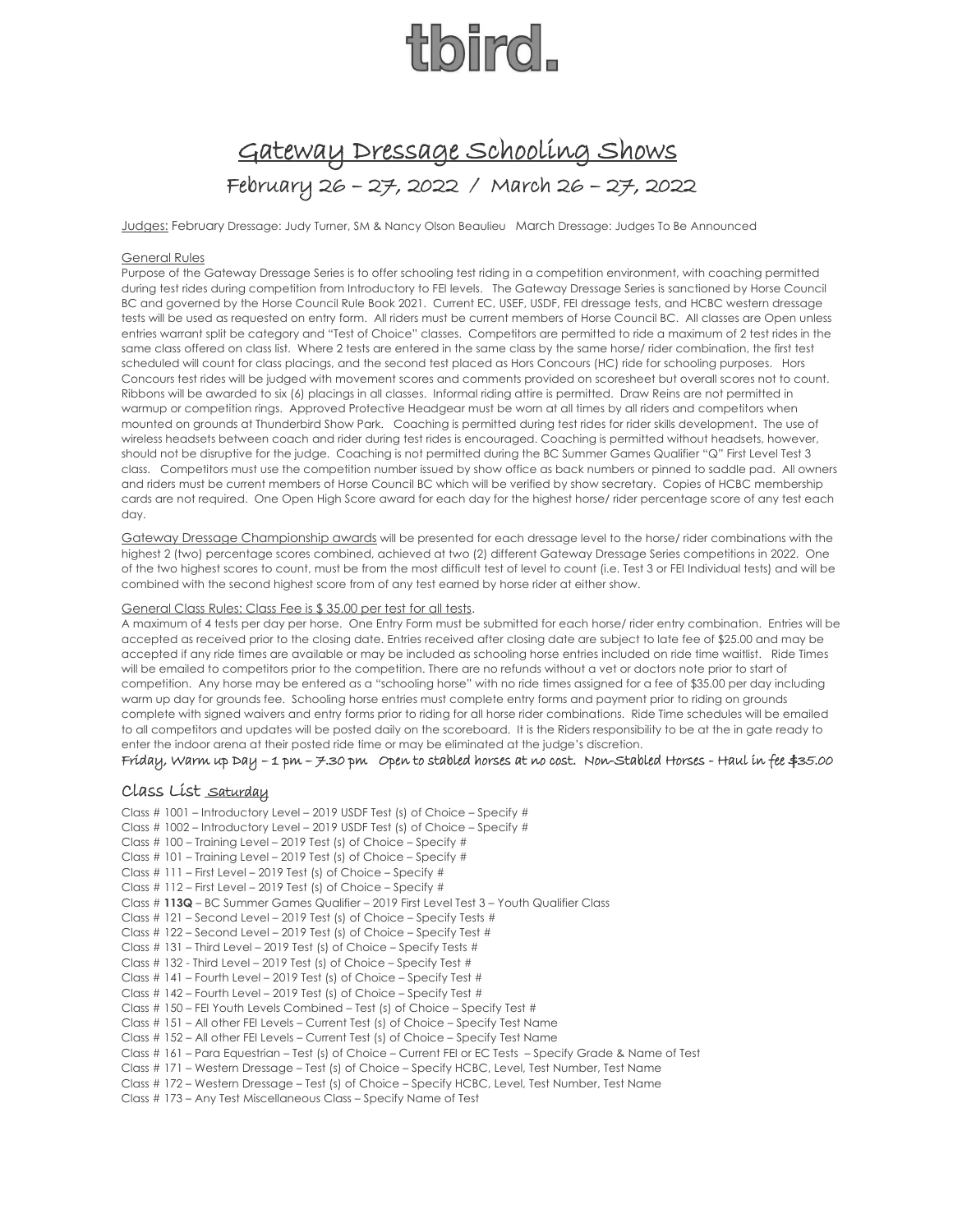# tbird.

## Gateway Dressage Schooling Shows

### February 26 – 27, 2022 / March 26 – 27, 2022

Judges: February Dressage: Judy Turner, SM & Nancy Olson Beaulieu March Dressage: Judges To Be Announced

General Rules

Purpose of the Gateway Dressage Series is to offer schooling test riding in a competition environment, with coaching permitted during test rides during competition from Introductory to FEI levels. The Gateway Dressage Series is sanctioned by Horse Council BC and governed by the Horse Council Rule Book 2021. Current EC, USEF, USDF, FEI dressage tests, and HCBC western dressage tests will be used as requested on entry form. All riders must be current members of Horse Council BC. All classes are Open unless entries warrant split be category and "Test of Choice" classes. Competitors are permitted to ride a maximum of 2 test rides in the same class offered on class list. Where 2 tests are entered in the same class by the same horse/ rider combination, the first test scheduled will count for class placings, and the second test placed as Hors Concours (HC) ride for schooling purposes. Hors Concours test rides will be judged with movement scores and comments provided on scoresheet but overall scores not to count. Ribbons will be awarded to six (6) placings in all classes. Informal riding attire is permitted. Draw Reins are not permitted in warmup or competition rings. Approved Protective Headgear must be worn at all times by all riders and competitors when mounted on grounds at Thunderbird Show Park. Coaching is permitted during test rides for rider skills development. The use of wireless headsets between coach and rider during test rides is encouraged. Coaching is permitted without headsets, however, should not be disruptive for the judge. Coaching is not permitted during the BC Summer Games Qualifier "Q" First Level Test 3 class. Competitors must use the competition number issued by show office as back numbers or pinned to saddle pad. All owners and riders must be current members of Horse Council BC which will be verified by show secretary. Copies of HCBC membership cards are not required. One Open High Score award for each day for the highest horse/ rider percentage score of any test each day.

Gateway Dressage Championship awards will be presented for each dressage level to the horse/ rider combinations with the highest 2 (two) percentage scores combined, achieved at two (2) different Gateway Dressage Series competitions in 2022. One of the two highest scores to count, must be from the most difficult test of level to count (i.e. Test 3 or FEI Individual tests) and will be combined with the second highest score from of any test earned by horse rider at either show.

General Class Rules: Class Fee is $ 35.00 per test for all tests.

A maximum of 4 tests per day per horse. One Entry Form must be submitted for each horse/ rider entry combination. Entries will be accepted as received prior to the closing date. Entries received after closing date are subject to late fee of $25.00 and may be accepted if any ride times are available or may be included as schooling horse entries included on ride time waitlist. Ride Times will be emailed to competitors prior to the competition. There are no refunds without a vet or doctors note prior to start of competition. Any horse may be entered as a "schooling horse" with no ride times assigned for a fee of $35.00 per day including warm up day for grounds fee. Schooling horse entries must complete entry forms and payment prior to riding on grounds complete with signed waivers and entry forms prior to riding for all horse rider combinations. Ride Time schedules will be emailed to all competitors and updates will be posted daily on the scoreboard. It is the Riders responsibility to be at the in gate ready to enter the indoor arena at their posted ride time or may be eliminated at the judge's discretion.

**Friday, Warm up Day – 1 pm – 7.30 pm Open to stabled horses at no cost. Non-Stabled Horses - Haul in fee $35.00**

### Class List Saturday

Class # 1001 – Introductory Level – 2019 USDF Test (s) of Choice – Specify #
Class # 1002 – Introductory Level – 2019 USDF Test (s) of Choice – Specify #
Class # 100 – Training Level – 2019 Test (s) of Choice – Specify #
Class # 101 – Training Level – 2019 Test (s) of Choice – Specify #
Class # 111 – First Level – 2019 Test (s) of Choice – Specify #
Class # 112 – First Level – 2019 Test (s) of Choice – Specify #
Class # **113Q** – BC Summer Games Qualifier – 2019 First Level Test 3 – Youth Qualifier Class
Class # 121 – Second Level – 2019 Test (s) of Choice – Specify Tests #
Class # 122 – Second Level – 2019 Test (s) of Choice – Specify Test #
Class # 131 – Third Level – 2019 Test (s) of Choice – Specify Tests #
Class # 132 - Third Level – 2019 Test (s) of Choice – Specify Test #
Class # 141 – Fourth Level – 2019 Test (s) of Choice – Specify Test #
Class # 142 – Fourth Level – 2019 Test (s) of Choice – Specify Test #
Class # 150 – FEI Youth Levels Combined – Test (s) of Choice – Specify Test #
Class # 151 – All other FEI Levels – Current Test (s) of Choice – Specify Test Name
Class # 152 – All other FEI Levels – Current Test (s) of Choice – Specify Test Name
Class # 161 – Para Equestrian – Test (s) of Choice – Current FEI or EC Tests – Specify Grade & Name of Test
Class # 171 – Western Dressage – Test (s) of Choice – Specify HCBC, Level, Test Number, Test Name
Class # 172 – Western Dressage – Test (s) of Choice – Specify HCBC, Level, Test Number, Test Name
Class # 173 – Any Test Miscellaneous Class – Specify Name of Test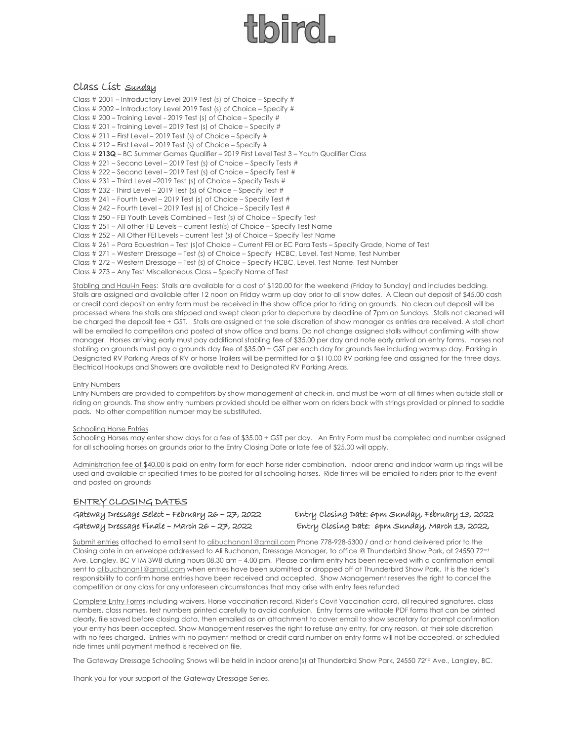# tbird.

## Class List Sunday

Class # 2001 – Introductory Level 2019 Test (s) of Choice – Specify #
Class # 2002 – Introductory Level 2019 Test (s) of Choice – Specify #
Class # 200 – Training Level - 2019 Test (s) of Choice – Specify #
Class # 201 – Training Level – 2019 Test (s) of Choice – Specify #
Class # 211 – First Level – 2019 Test (s) of Choice – Specify #
Class # 212 – First Level – 2019 Test (s) of Choice – Specify #
Class # **213Q** – BC Summer Games Qualifier – 2019 First Level Test 3 – Youth Qualifier Class
Class # 221 – Second Level – 2019 Test (s) of Choice – Specify Tests #
Class # 222 – Second Level – 2019 Test (s) of Choice – Specify Test #
Class # 231 – Third Level –2019 Test (s) of Choice – Specify Tests #
Class # 232 - Third Level – 2019 Test (s) of Choice – Specify Test #
Class # 241 – Fourth Level – 2019 Test (s) of Choice – Specify Test #
Class # 242 – Fourth Level – 2019 Test (s) of Choice – Specify Test #
Class # 250 – FEI Youth Levels Combined – Test (s) of Choice – Specify Test
Class # 251 – All other FEI Levels – current Test(s) of Choice – Specify Test Name
Class # 252 – All Other FEI Levels – current Test (s) of Choice – Specify Test Name
Class # 261 – Para Equestrian – Test (s)of Choice – Current FEI or EC Para Tests – Specify Grade, Name of Test
Class # 271 – Western Dressage – Test (s) of Choice – Specify HCBC, Level, Test Name, Test Number
Class # 272 – Western Dressage – Test (s) of Choice – Specify HCBC, Level, Test Name, Test Number
Class # 273 – Any Test Miscellaneous Class – Specify Name of Test

Stabling and Haul-in Fees: Stalls are available for a cost of $120.00 for the weekend (Friday to Sunday) and includes bedding. Stalls are assigned and available after 12 noon on Friday warm up day prior to all show dates. A Clean out deposit of $45.00 cash or credit card deposit on entry form must be received in the show office prior to riding on grounds. No clean out deposit will be processed where the stalls are stripped and swept clean prior to departure by deadline of 7pm on Sundays. Stalls not cleaned will be charged the deposit fee + GST. Stalls are assigned at the sole discretion of show manager as entries are received. A stall chart will be emailed to competitors and posted at show office and barns. Do not change assigned stalls without confirming with show manager. Horses arriving early must pay additional stabling fee of $35.00 per day and note early arrival on entry forms. Horses not stabling on grounds must pay a grounds day fee of $35.00 + GST per each day for grounds fee including warmup day. Parking in Designated RV Parking Areas of RV or horse Trailers will be permitted for a $110.00 RV parking fee and assigned for the three days. Electrical Hookups and Showers are available next to Designated RV Parking Areas.

Entry Numbers
Entry Numbers are provided to competitors by show management at check-in, and must be worn at all times when outside stall or riding on grounds. The show entry numbers provided should be either worn on riders back with strings provided or pinned to saddle pads. No other competition number may be substituted.

Schooling Horse Entries
Schooling Horses may enter show days for a fee of $35.00 + GST per day. An Entry Form must be completed and number assigned for all schooling horses on grounds prior to the Entry Closing Date or late fee of $25.00 will apply.

Administration fee of $40.00 is paid on entry form for each horse rider combination. Indoor arena and indoor warm up rings will be used and available at specified times to be posted for all schooling horses. Ride times will be emailed to riders prior to the event and posted on grounds

## ENTRY CLOSING DATES

Gateway Dressage Select – February 26 – 27, 2022 Entry Closing Date: 6pm Sunday, February 13, 2022
Gateway Dressage Finale – March 26 – 27, 2022 Entry Closing Date: 6pm Sunday, March 13, 2022,

Submit entries attached to email sent to alibuchanan1@gmail.com Phone 778-928-5300 / and or hand delivered prior to the Closing date in an envelope addressed to Ali Buchanan, Dressage Manager, to office @ Thunderbird Show Park, at 24550 72nd Ave, Langley, BC V1M 3W8 during hours 08.30 am – 4.00 pm. Please confirm entry has been received with a confirmation email sent to alibuchanan1@gmail.com when entries have been submitted or dropped off at Thunderbird Show Park. It is the rider's responsibility to confirm horse entries have been received and accepted. Show Management reserves the right to cancel the competition or any class for any unforeseen circumstances that may arise with entry fees refunded

Complete Entry Forms including waivers, Horse vaccination record, Rider's Covit Vaccination card, all required signatures, class numbers, class names, test numbers printed carefully to avoid confusion. Entry forms are writable PDF forms that can be printed clearly, file saved before closing data, then emailed as an attachment to cover email to show secretary for prompt confirmation your entry has been accepted. Show Management reserves the right to refuse any entry, for any reason, at their sole discretion with no fees charged. Entries with no payment method or credit card number on entry forms will not be accepted, or scheduled ride times until payment method is received on file.

The Gateway Dressage Schooling Shows will be held in indoor arena(s) at Thunderbird Show Park, 24550 72nd Ave., Langley, BC.

Thank you for your support of the Gateway Dressage Series.